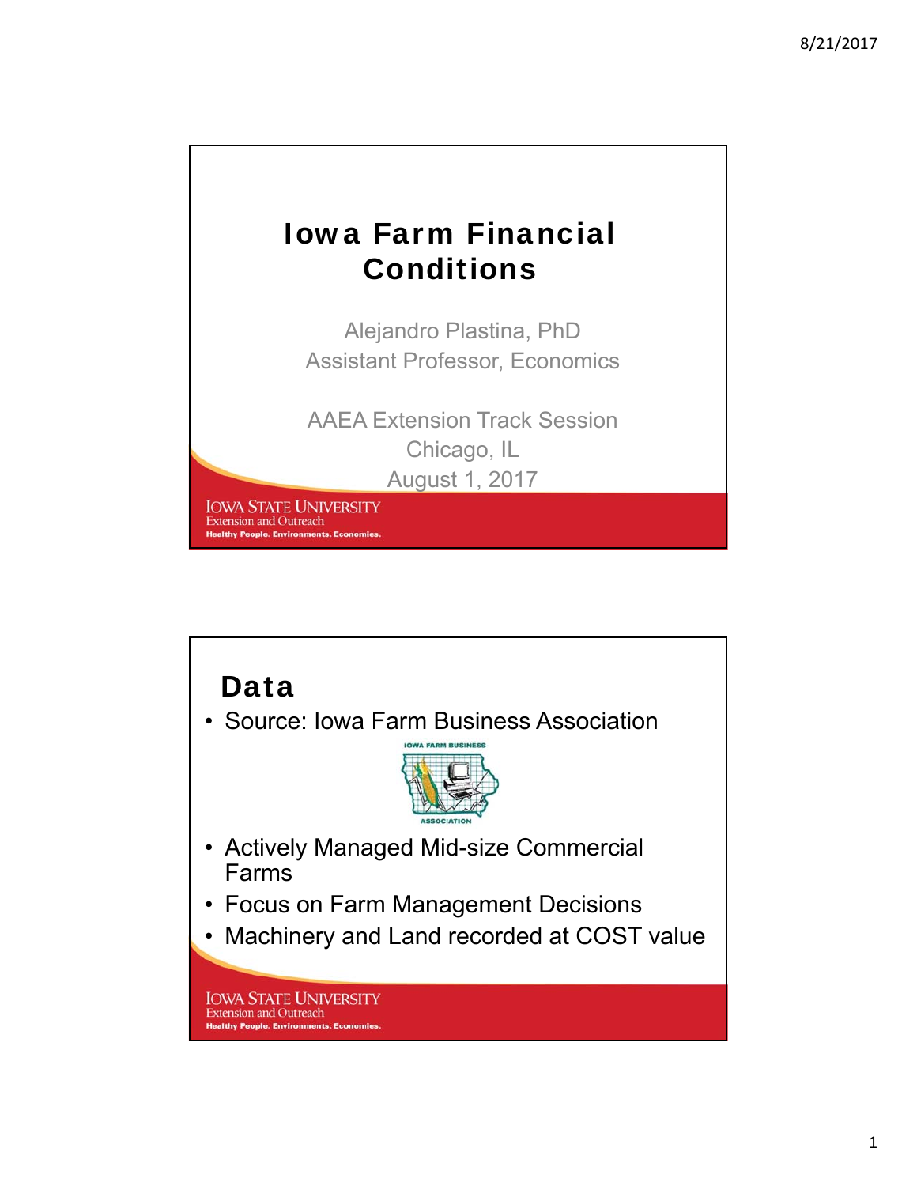# Iowa Farm Financial Conditions

Alejandro Plastina, PhD
Assistant Professor, Economics

AAEA Extension Track Session
Chicago, IL
August 1, 2017

IOWA STATE UNIVERSITY
Extension and Outreach
Healthy People. Environments. Economies.

## Data

- Source: Iowa Farm Business Association

IOWA FARM BUSINESS ASSOCIATION

- Actively Managed Mid-size Commercial Farms
- Focus on Farm Management Decisions
- Machinery and Land recorded at COST value

IOWA STATE UNIVERSITY
Extension and Outreach
Healthy People. Environments. Economies.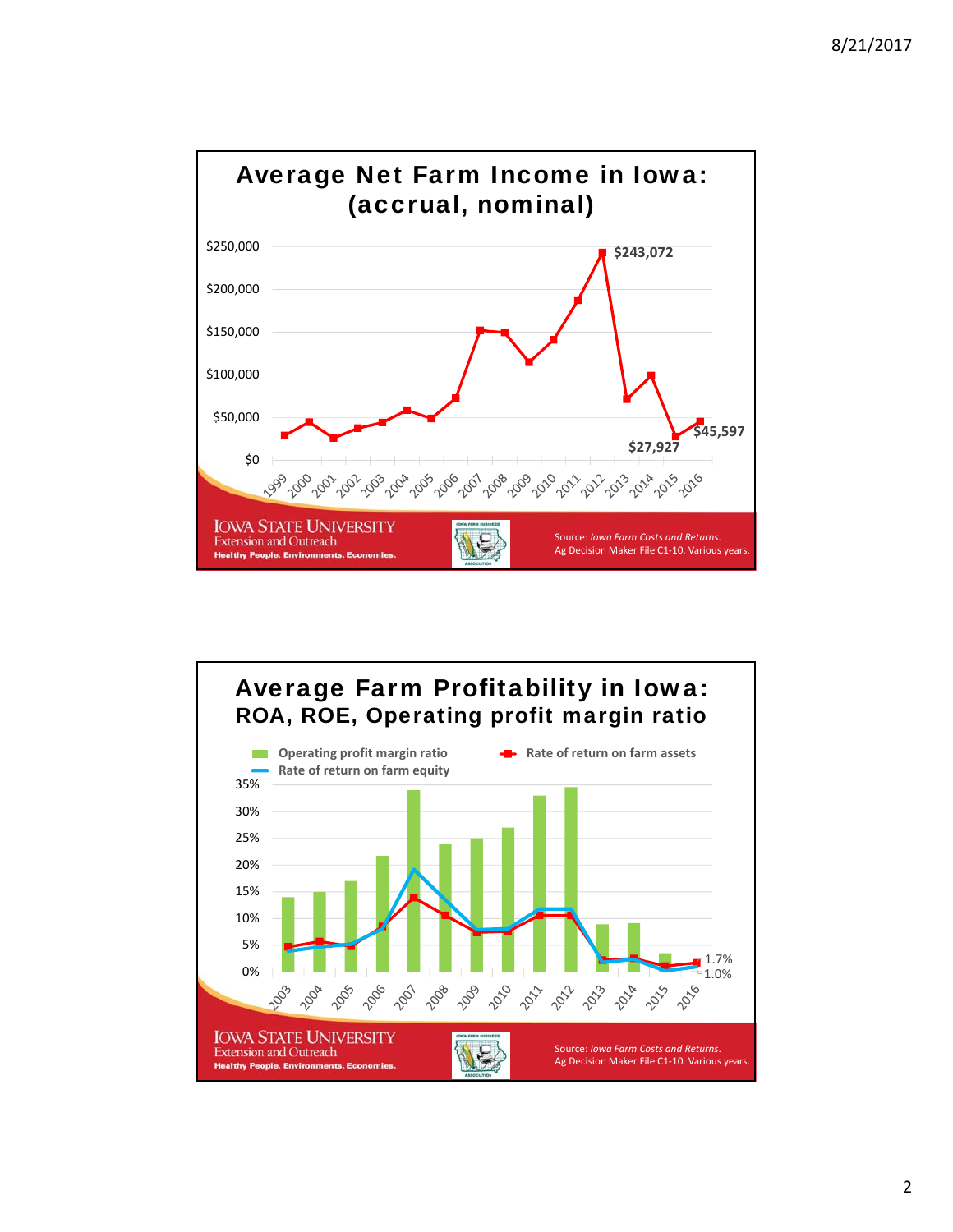## Average Net Farm Income in Iowa: (accrual, nominal)

$250,000
$200,000
$150,000
$100,000
$50,000
$0

1999 2000 2001 2002 2003 2004 2005 2006 2007 2008 2009 2010 2011 2012 2013 2014 2015 2016

$243,072

$27,927

$45,597

IOWA STATE UNIVERSITY
Extension and Outreach
Healthy People. Environments. Economies.

Source: *Iowa Farm Costs and Returns*. Ag Decision Maker File C1-10. Various years.

## Average Farm Profitability in Iowa: ROA, ROE, Operating profit margin ratio

Operating profit margin ratio
Rate of return on farm equity
Rate of return on farm assets

35%
30%
25%
20%
15%
10%
5%
0%

2003 2004 2005 2006 2007 2008 2009 2010 2011 2012 2013 2014 2015 2016

1.7%
1.0%

IOWA STATE UNIVERSITY
Extension and Outreach
Healthy People. Environments. Economies.

Source: *Iowa Farm Costs and Returns*. Ag Decision Maker File C1-10. Various years.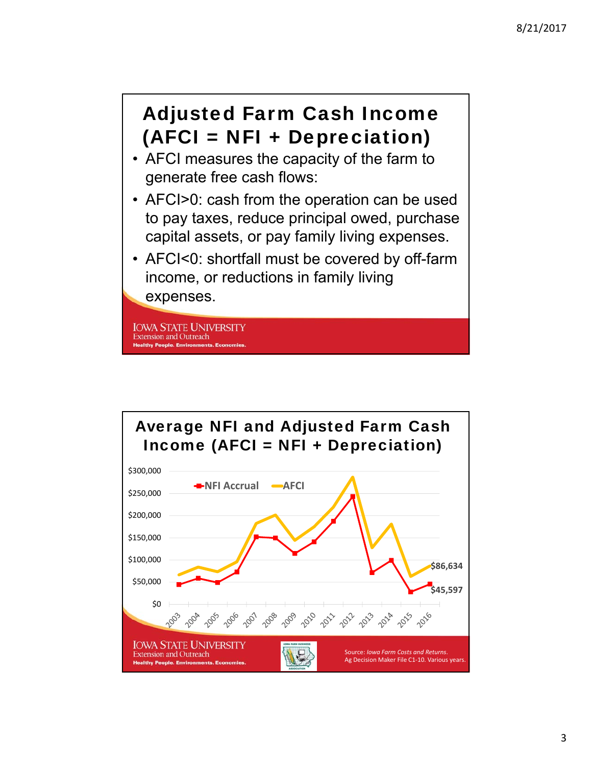## Adjusted Farm Cash Income (AFCI = NFI + Depreciation)

- AFCI measures the capacity of the farm to generate free cash flows:
- AFCI>0: cash from the operation can be used to pay taxes, reduce principal owed, purchase capital assets, or pay family living expenses.
- AFCI<0: shortfall must be covered by off-farm income, or reductions in family living expenses.

IOWA STATE UNIVERSITY
Extension and Outreach
Healthy People. Environments. Economies.

## Average NFI and Adjusted Farm Cash Income (AFCI = NFI + Depreciation)

Legend: NFI Accrual, AFCI

Y-axis: $0, $50,000, $100,000, $150,000, $200,000, $250,000, $300,000

X-axis: 2003, 2004, 2005, 2006, 2007, 2008, 2009, 2010, 2011, 2012, 2013, 2014, 2015, 2016

$86,634

$45,597

IOWA STATE UNIVERSITY
Extension and Outreach
Healthy People. Environments. Economies.

Source: *Iowa Farm Costs and Returns*. Ag Decision Maker File C1-10. Various years.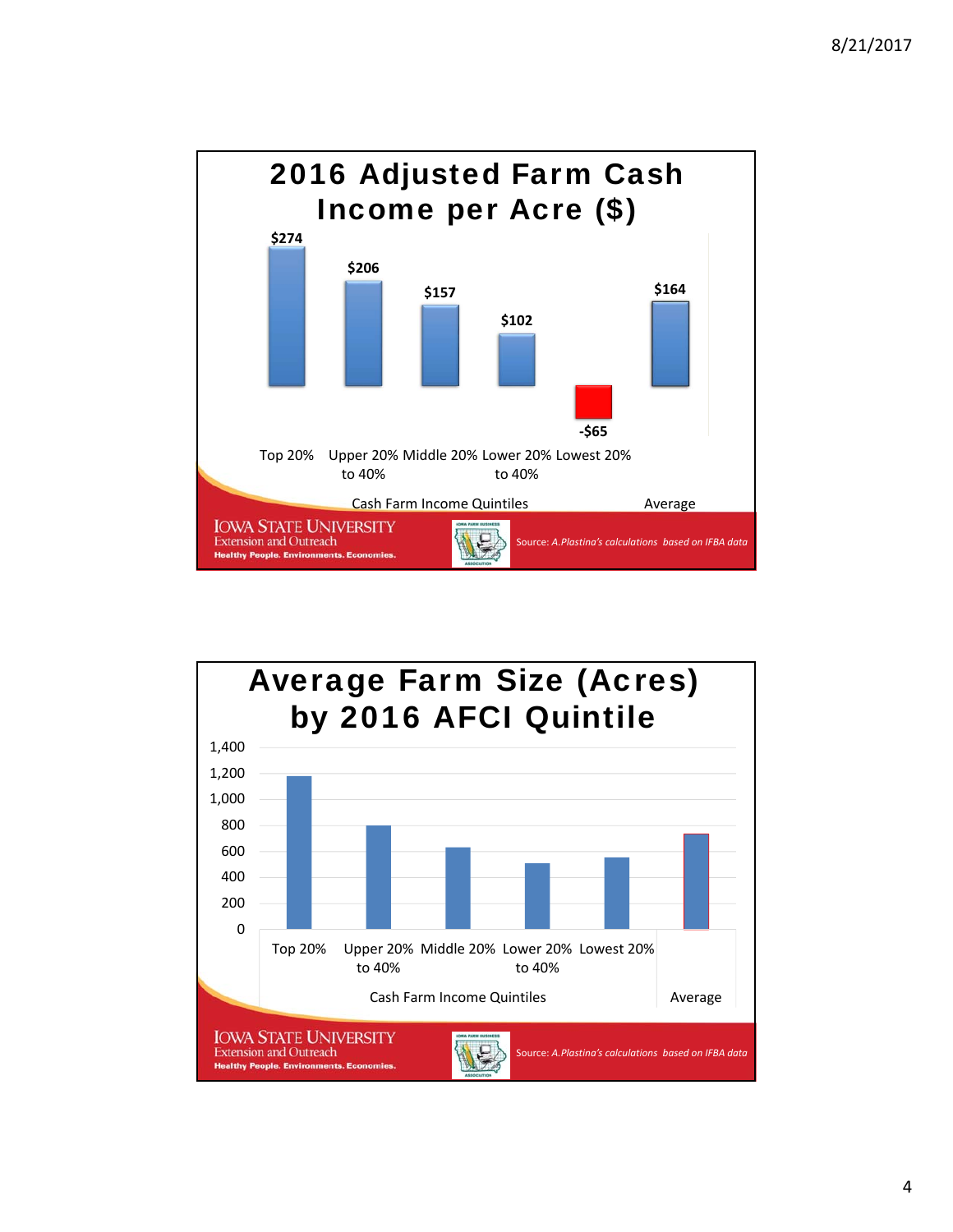## 2016 Adjusted Farm Cash Income per Acre ($)

| Cash Farm Income Quintiles | Income per Acre |
|---|---|
| Top 20% | $274 |
| Upper 20% to 40% | $206 |
| Middle 20% | $157 |
| Lower 20% to 40% | $102 |
| Lowest 20% | -$65 |
| Average | $164 |

Cash Farm Income Quintiles

IOWA STATE UNIVERSITY
Extension and Outreach
Healthy People. Environments. Economies.

Source: *A.Plastina's calculations based on IFBA data*

## Average Farm Size (Acres) by 2016 AFCI Quintile

1,400
1,200
1,000
800
600
400
200
0

Top 20% | Upper 20% to 40% | Middle 20% | Lower 20% to 40% | Lowest 20% | Average

Cash Farm Income Quintiles

IOWA STATE UNIVERSITY
Extension and Outreach
Healthy People. Environments. Economies.

Source: *A.Plastina's calculations based on IFBA data*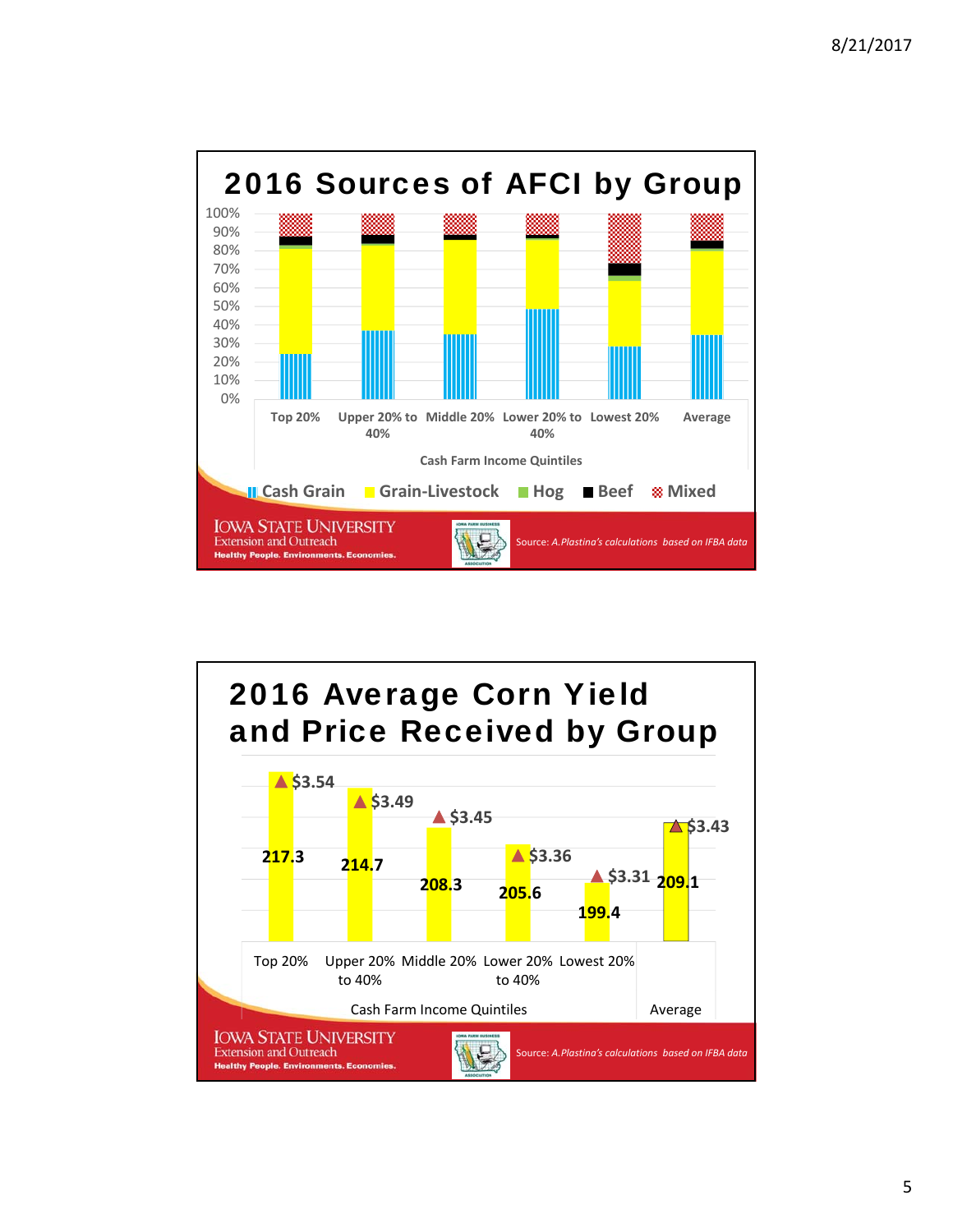## 2016 Sources of AFCI by Group

Cash Farm Income Quintiles: Top 20%, Upper 20% to 40%, Middle 20%, Lower 20% to 40%, Lowest 20%, Average

Cash Grain | Grain-Livestock | Hog | Beef | Mixed

IOWA STATE UNIVERSITY
Extension and Outreach
Healthy People. Environments. Economies.

Source: *A.Plastina's calculations based on IFBA data*

## 2016 Average Corn Yield and Price Received by Group

| | Top 20% | Upper 20% to 40% | Middle 20% | Lower 20% to 40% | Lowest 20% | Average |
|---|---|---|---|---|---|---|
| Yield | 217.3 | 214.7 | 208.3 | 205.6 | 199.4 | 209.1 |
| Price | $3.54 | $3.49 | $3.45 | $3.36 | $3.31 | $3.43 |

Cash Farm Income Quintiles

IOWA STATE UNIVERSITY
Extension and Outreach
Healthy People. Environments. Economies.

Source: *A.Plastina's calculations based on IFBA data*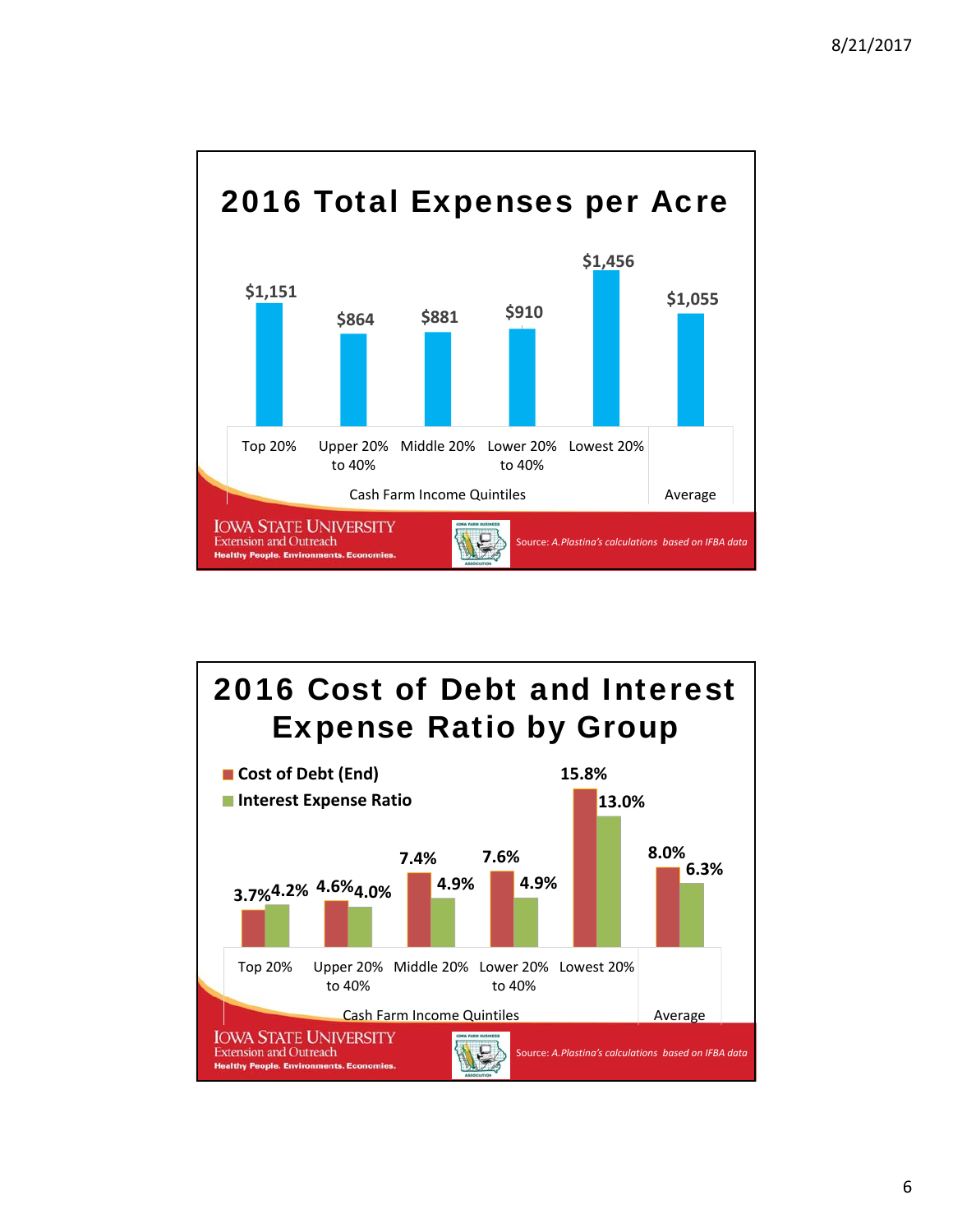## 2016 Total Expenses per Acre

| Cash Farm Income Quintiles | Total Expenses per Acre |
|---|---|
| Top 20% | $1,151 |
| Upper 20% to 40% | $864 |
| Middle 20% | $881 |
| Lower 20% to 40% | $910 |
| Lowest 20% | $1,456 |
| Average | $1,055 |

IOWA STATE UNIVERSITY
Extension and Outreach
Healthy People. Environments. Economies.

Source: *A.Plastina's calculations based on IFBA data*

## 2016 Cost of Debt and Interest Expense Ratio by Group

| Cash Farm Income Quintiles | Cost of Debt (End) | Interest Expense Ratio |
|---|---|---|
| Top 20% | 3.7% | 4.2% |
| Upper 20% to 40% | 4.6% | 4.0% |
| Middle 20% | 7.4% | 4.9% |
| Lower 20% to 40% | 7.6% | 4.9% |
| Lowest 20% | 15.8% | 13.0% |
| Average | 8.0% | 6.3% |

IOWA STATE UNIVERSITY
Extension and Outreach
Healthy People. Environments. Economies.

Source: *A.Plastina's calculations based on IFBA data*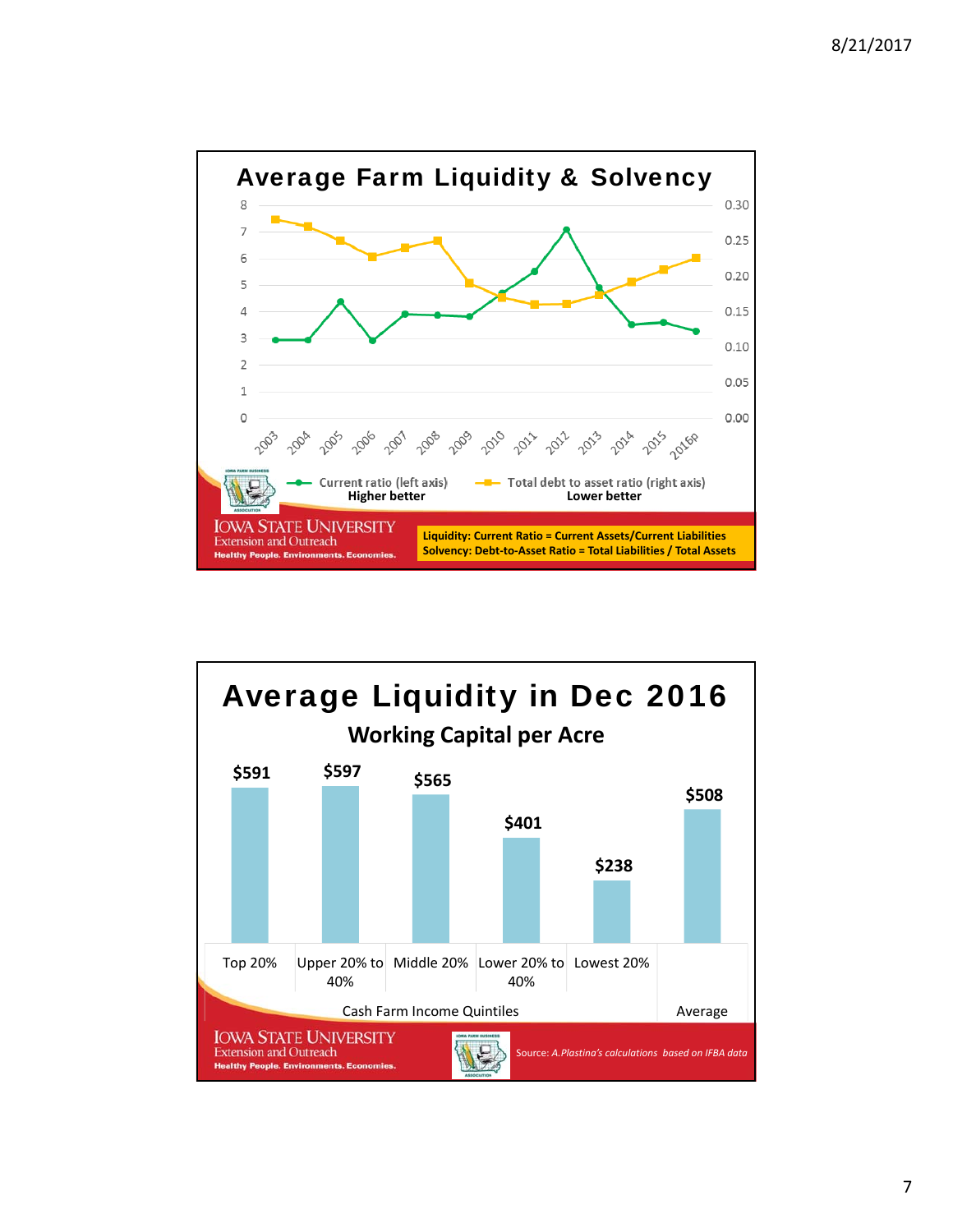## Average Farm Liquidity & Solvency

| Year | Current ratio (left axis) | Total debt to asset ratio (right axis) |
|---|---|---|
| 2003 | 3.0 | 0.28 |
| 2004 | 3.0 | 0.27 |
| 2005 | 4.4 | 0.25 |
| 2006 | 2.9 | 0.23 |
| 2007 | 3.9 | 0.24 |
| 2008 | 3.9 | 0.25 |
| 2009 | 3.8 | 0.19 |
| 2010 | 4.7 | 0.17 |
| 2011 | 5.5 | 0.16 |
| 2012 | 7.1 | 0.16 |
| 2013 | 4.9 | 0.17 |
| 2014 | 3.5 | 0.19 |
| 2015 | 3.6 | 0.21 |
| 2016p | 3.3 | 0.23 |

Current ratio (left axis) — **Higher better**

Total debt to asset ratio (right axis) — **Lower better**

**Liquidity: Current Ratio = Current Assets/Current Liabilities**
**Solvency: Debt-to-Asset Ratio = Total Liabilities / Total Assets**

IOWA STATE UNIVERSITY
Extension and Outreach
Healthy People. Environments. Economies.

## Average Liquidity in Dec 2016

### Working Capital per Acre

| Cash Farm Income Quintiles | Working Capital per Acre |
|---|---|
| Top 20% | $591 |
| Upper 20% to 40% | $597 |
| Middle 20% | $565 |
| Lower 20% to 40% | $401 |
| Lowest 20% | $238 |
| Average | $508 |

IOWA STATE UNIVERSITY
Extension and Outreach
Healthy People. Environments. Economies.

Source: *A.Plastina's calculations based on IFBA data*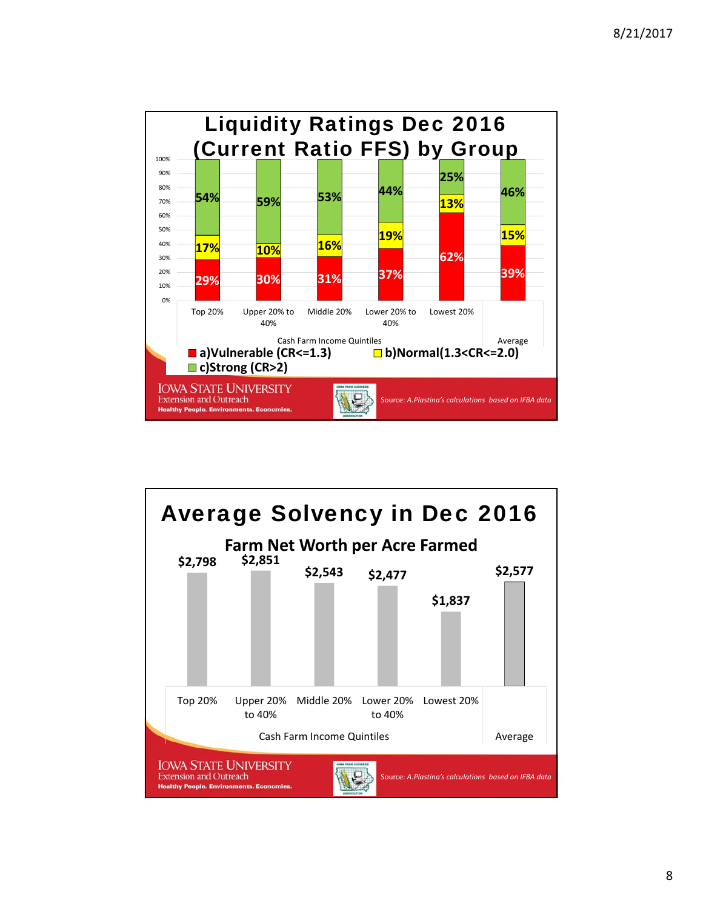## Liquidity Ratings Dec 2016 (Current Ratio FFS) by Group

| Cash Farm Income Quintiles | a) Vulnerable (CR<=1.3) | b) Normal (1.3<CR<=2.0) | c) Strong (CR>2) |
| --- | --- | --- | --- |
| Top 20% | 29% | 17% | 54% |
| Upper 20% to 40% | 30% | 10% | 59% |
| Middle 20% | 31% | 16% | 53% |
| Lower 20% to 40% | 37% | 19% | 44% |
| Lowest 20% | 62% | 13% | 25% |
| Average | 39% | 15% | 46% |

IOWA STATE UNIVERSITY Extension and Outreach
Healthy People. Environments. Economies.

Source: *A.Plastina's calculations based on IFBA data*

## Average Solvency in Dec 2016

### Farm Net Worth per Acre Farmed

| Cash Farm Income Quintiles | Farm Net Worth per Acre Farmed |
| --- | --- |
| Top 20% | $2,798 |
| Upper 20% to 40% | $2,851 |
| Middle 20% | $2,543 |
| Lower 20% to 40% | $2,477 |
| Lowest 20% | $1,837 |
| Average | $2,577 |

IOWA STATE UNIVERSITY Extension and Outreach
Healthy People. Environments. Economies.

Source: *A.Plastina's calculations based on IFBA data*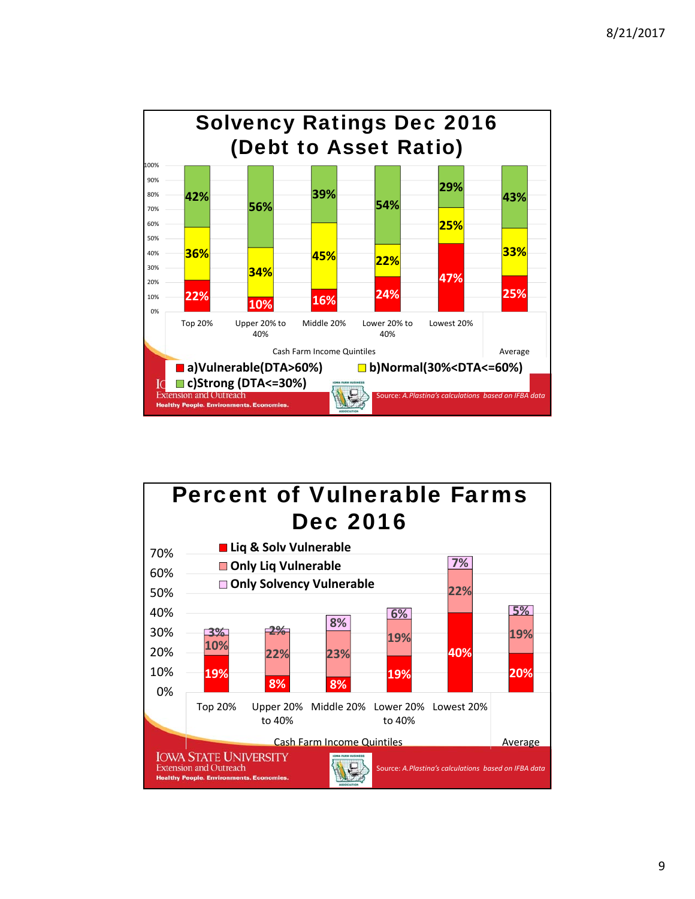## Solvency Ratings Dec 2016 (Debt to Asset Ratio)

| Cash Farm Income Quintiles | a)Vulnerable(DTA>60%) | b)Normal(30%<DTA<=60%) | c)Strong (DTA<=30%) |
|---|---|---|---|
| Top 20% | 22% | 36% | 42% |
| Upper 20% to 40% | 10% | 34% | 56% |
| Middle 20% | 16% | 45% | 39% |
| Lower 20% to 40% | 24% | 22% | 54% |
| Lowest 20% | 47% | 25% | 29% |
| Average | 25% | 33% | 43% |

Source: *A.Plastina's calculations based on IFBA data*

Iowa State University Extension and Outreach

Healthy People. Environments. Economies.

## Percent of Vulnerable Farms Dec 2016

| Cash Farm Income Quintiles | Liq & Solv Vulnerable | Only Liq Vulnerable | Only Solvency Vulnerable |
|---|---|---|---|
| Top 20% | 19% | 10% | 3% |
| Upper 20% to 40% | 8% | 22% | 2% |
| Middle 20% | 8% | 23% | 8% |
| Lower 20% to 40% | 19% | 19% | 6% |
| Lowest 20% | 40% | 22% | 7% |
| Average | 20% | 19% | 5% |

Source: *A.Plastina's calculations based on IFBA data*

Iowa State University Extension and Outreach

Healthy People. Environments. Economies.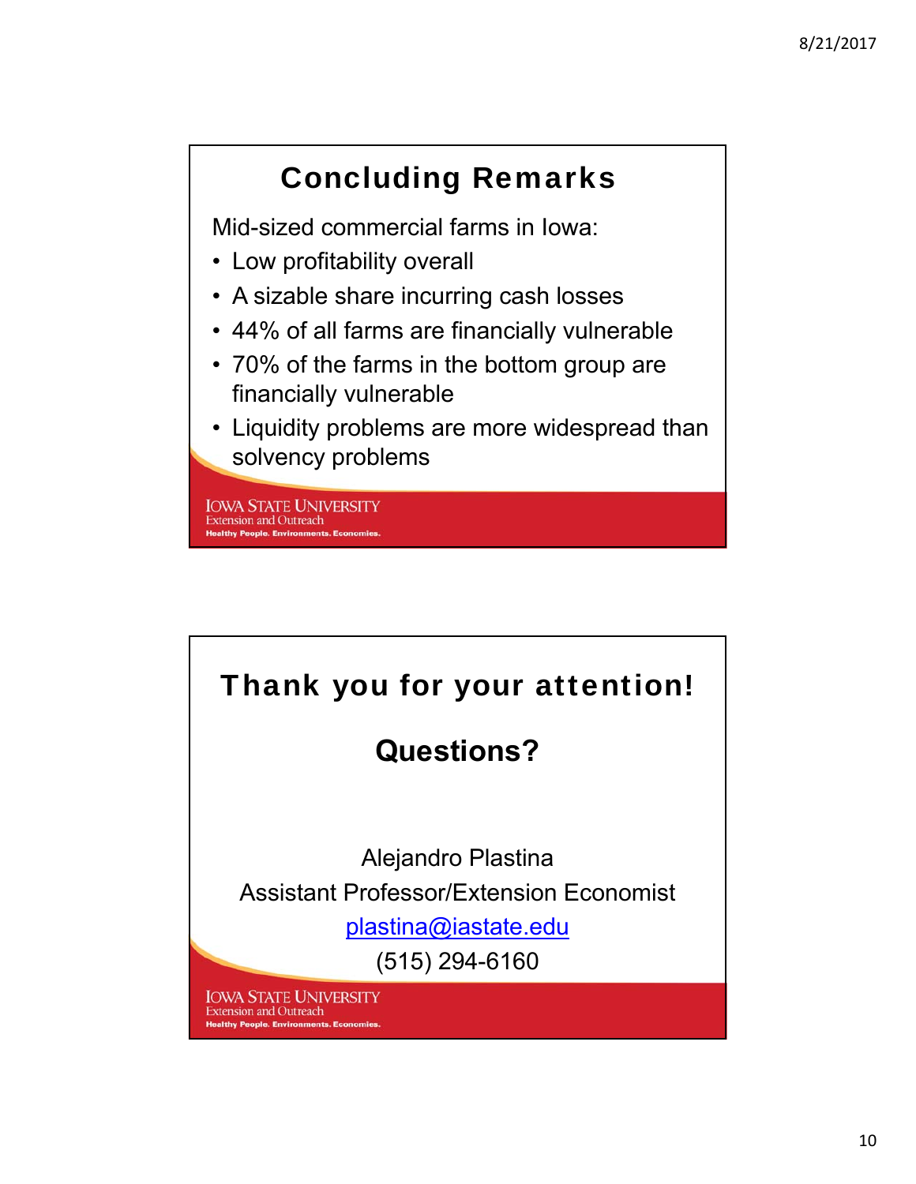## Concluding Remarks

Mid-sized commercial farms in Iowa:

- Low profitability overall
- A sizable share incurring cash losses
- 44% of all farms are financially vulnerable
- 70% of the farms in the bottom group are financially vulnerable
- Liquidity problems are more widespread than solvency problems

IOWA STATE UNIVERSITY
Extension and Outreach
Healthy People. Environments. Economies.

## Thank you for your attention!

## Questions?

Alejandro Plastina
Assistant Professor/Extension Economist
plastina@iastate.edu
(515) 294-6160

IOWA STATE UNIVERSITY
Extension and Outreach
Healthy People. Environments. Economies.